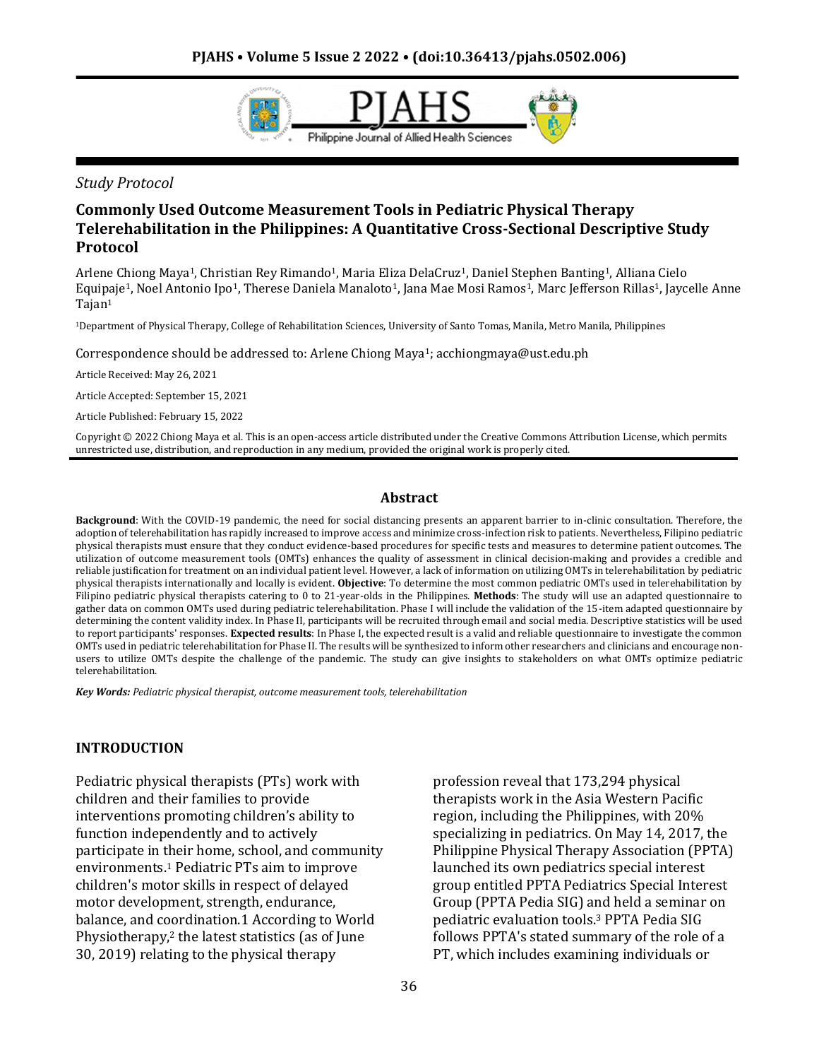*Study Protocol*

# Commonly Used Outcome Measurement Tools in Pediatric Physical Therapy Telerehabilitation in the Philippines: A Quantitative Cross-Sectional Descriptive Study Protocol

Arlene Chiong Maya[1], Christian Rey Rimando[1], Maria Eliza DelaCruz[1], Daniel Stephen Banting[1], Alliana Cielo Equipaje[1], Noel Antonio Ipo[1], Therese Daniela Manaloto[1], Jana Mae Mosi Ramos[1], Marc Jefferson Rillas[1], Jaycelle Anne Tajan[1]

[1]Department of Physical Therapy, College of Rehabilitation Sciences, University of Santo Tomas, Manila, Metro Manila, Philippines

Correspondence should be addressed to: Arlene Chiong Maya[1]; acchiongmaya@ust.edu.ph

Article Received: May 26, 2021

Article Accepted: September 15, 2021

Article Published: February 15, 2022

Copyright © 2022 Chiong Maya et al. This is an open-access article distributed under the Creative Commons Attribution License, which permits unrestricted use, distribution, and reproduction in any medium, provided the original work is properly cited.

## Abstract

**Background**: With the COVID-19 pandemic, the need for social distancing presents an apparent barrier to in-clinic consultation. Therefore, the adoption of telerehabilitation has rapidly increased to improve access and minimize cross-infection risk to patients. Nevertheless, Filipino pediatric physical therapists must ensure that they conduct evidence-based procedures for specific tests and measures to determine patient outcomes. The utilization of outcome measurement tools (OMTs) enhances the quality of assessment in clinical decision-making and provides a credible and reliable justification for treatment on an individual patient level. However, a lack of information on utilizing OMTs in telerehabilitation by pediatric physical therapists internationally and locally is evident. **Objective**: To determine the most common pediatric OMTs used in telerehabilitation by Filipino pediatric physical therapists catering to 0 to 21-year-olds in the Philippines. **Methods**: The study will use an adapted questionnaire to gather data on common OMTs used during pediatric telerehabilitation. Phase I will include the validation of the 15-item adapted questionnaire by determining the content validity index. In Phase II, participants will be recruited through email and social media. Descriptive statistics will be used to report participants' responses. **Expected results**: In Phase I, the expected result is a valid and reliable questionnaire to investigate the common OMTs used in pediatric telerehabilitation for Phase II. The results will be synthesized to inform other researchers and clinicians and encourage non-users to utilize OMTs despite the challenge of the pandemic. The study can give insights to stakeholders on what OMTs optimize pediatric telerehabilitation.

***Key Words:** Pediatric physical therapist, outcome measurement tools, telerehabilitation*

## INTRODUCTION

Pediatric physical therapists (PTs) work with children and their families to provide interventions promoting children's ability to function independently and to actively participate in their home, school, and community environments.[1] Pediatric PTs aim to improve children's motor skills in respect of delayed motor development, strength, endurance, balance, and coordination.1 According to World Physiotherapy,[2] the latest statistics (as of June 30, 2019) relating to the physical therapy profession reveal that 173,294 physical therapists work in the Asia Western Pacific region, including the Philippines, with 20% specializing in pediatrics. On May 14, 2017, the Philippine Physical Therapy Association (PPTA) launched its own pediatrics special interest group entitled PPTA Pediatrics Special Interest Group (PPTA Pedia SIG) and held a seminar on pediatric evaluation tools.[3] PPTA Pedia SIG follows PPTA's stated summary of the role of a PT, which includes examining individuals or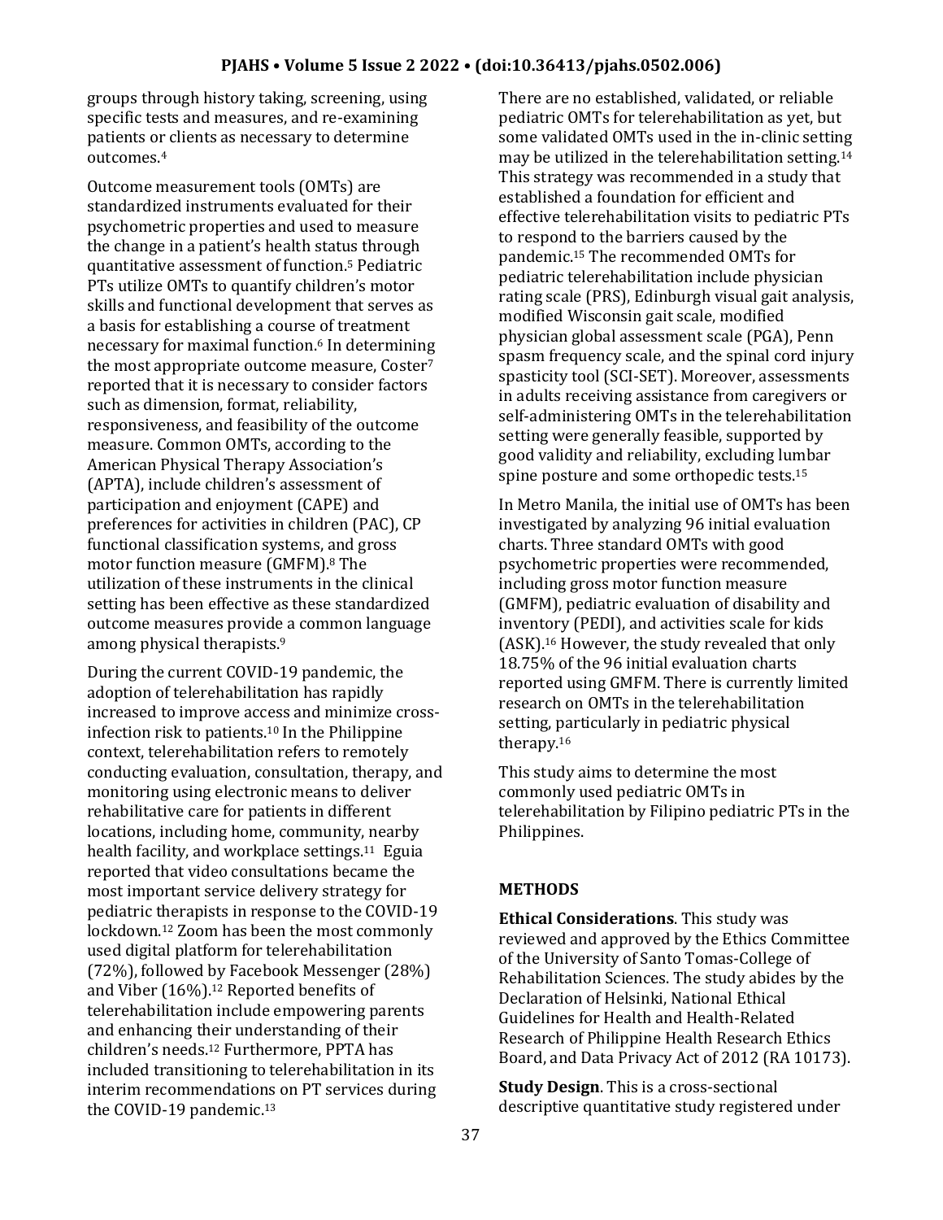groups through history taking, screening, using specific tests and measures, and re-examining patients or clients as necessary to determine outcomes.[4]

Outcome measurement tools (OMTs) are standardized instruments evaluated for their psychometric properties and used to measure the change in a patient's health status through quantitative assessment of function.[5] Pediatric PTs utilize OMTs to quantify children's motor skills and functional development that serves as a basis for establishing a course of treatment necessary for maximal function.[6] In determining the most appropriate outcome measure, Coster[7] reported that it is necessary to consider factors such as dimension, format, reliability, responsiveness, and feasibility of the outcome measure. Common OMTs, according to the American Physical Therapy Association's (APTA), include children's assessment of participation and enjoyment (CAPE) and preferences for activities in children (PAC), CP functional classification systems, and gross motor function measure (GMFM).[8] The utilization of these instruments in the clinical setting has been effective as these standardized outcome measures provide a common language among physical therapists.[9]

During the current COVID-19 pandemic, the adoption of telerehabilitation has rapidly increased to improve access and minimize cross-infection risk to patients.[10] In the Philippine context, telerehabilitation refers to remotely conducting evaluation, consultation, therapy, and monitoring using electronic means to deliver rehabilitative care for patients in different locations, including home, community, nearby health facility, and workplace settings.[11] Eguia reported that video consultations became the most important service delivery strategy for pediatric therapists in response to the COVID-19 lockdown.[12] Zoom has been the most commonly used digital platform for telerehabilitation (72%), followed by Facebook Messenger (28%) and Viber (16%).[12] Reported benefits of telerehabilitation include empowering parents and enhancing their understanding of their children's needs.[12] Furthermore, PPTA has included transitioning to telerehabilitation in its interim recommendations on PT services during the COVID-19 pandemic.[13]

There are no established, validated, or reliable pediatric OMTs for telerehabilitation as yet, but some validated OMTs used in the in-clinic setting may be utilized in the telerehabilitation setting.[14] This strategy was recommended in a study that established a foundation for efficient and effective telerehabilitation visits to pediatric PTs to respond to the barriers caused by the pandemic.[15] The recommended OMTs for pediatric telerehabilitation include physician rating scale (PRS), Edinburgh visual gait analysis, modified Wisconsin gait scale, modified physician global assessment scale (PGA), Penn spasm frequency scale, and the spinal cord injury spasticity tool (SCI-SET). Moreover, assessments in adults receiving assistance from caregivers or self-administering OMTs in the telerehabilitation setting were generally feasible, supported by good validity and reliability, excluding lumbar spine posture and some orthopedic tests.[15]

In Metro Manila, the initial use of OMTs has been investigated by analyzing 96 initial evaluation charts. Three standard OMTs with good psychometric properties were recommended, including gross motor function measure (GMFM), pediatric evaluation of disability and inventory (PEDI), and activities scale for kids (ASK).[16] However, the study revealed that only 18.75% of the 96 initial evaluation charts reported using GMFM. There is currently limited research on OMTs in the telerehabilitation setting, particularly in pediatric physical therapy.[16]

This study aims to determine the most commonly used pediatric OMTs in telerehabilitation by Filipino pediatric PTs in the Philippines.

## METHODS

**Ethical Considerations**. This study was reviewed and approved by the Ethics Committee of the University of Santo Tomas-College of Rehabilitation Sciences. The study abides by the Declaration of Helsinki, National Ethical Guidelines for Health and Health-Related Research of Philippine Health Research Ethics Board, and Data Privacy Act of 2012 (RA 10173).

**Study Design**. This is a cross-sectional descriptive quantitative study registered under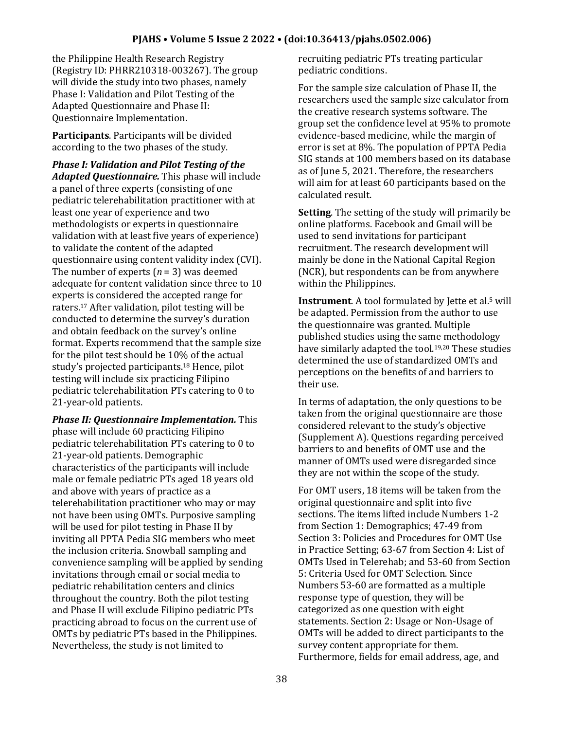the Philippine Health Research Registry (Registry ID: PHRR210318-003267). The group will divide the study into two phases, namely Phase I: Validation and Pilot Testing of the Adapted Questionnaire and Phase II: Questionnaire Implementation.

**Participants**. Participants will be divided according to the two phases of the study.

***Phase I: Validation and Pilot Testing of the Adapted Questionnaire.*** This phase will include a panel of three experts (consisting of one pediatric telerehabilitation practitioner with at least one year of experience and two methodologists or experts in questionnaire validation with at least five years of experience) to validate the content of the adapted questionnaire using content validity index (CVI). The number of experts ($n$ = 3) was deemed adequate for content validation since three to 10 experts is considered the accepted range for raters.[17] After validation, pilot testing will be conducted to determine the survey's duration and obtain feedback on the survey's online format. Experts recommend that the sample size for the pilot test should be 10% of the actual study's projected participants.[18] Hence, pilot testing will include six practicing Filipino pediatric telerehabilitation PTs catering to 0 to 21-year-old patients.

***Phase II: Questionnaire Implementation.*** This phase will include 60 practicing Filipino pediatric telerehabilitation PTs catering to 0 to 21-year-old patients. Demographic characteristics of the participants will include male or female pediatric PTs aged 18 years old and above with years of practice as a telerehabilitation practitioner who may or may not have been using OMTs. Purposive sampling will be used for pilot testing in Phase II by inviting all PPTA Pedia SIG members who meet the inclusion criteria. Snowball sampling and convenience sampling will be applied by sending invitations through email or social media to pediatric rehabilitation centers and clinics throughout the country. Both the pilot testing and Phase II will exclude Filipino pediatric PTs practicing abroad to focus on the current use of OMTs by pediatric PTs based in the Philippines. Nevertheless, the study is not limited to recruiting pediatric PTs treating particular pediatric conditions.

For the sample size calculation of Phase II, the researchers used the sample size calculator from the creative research systems software. The group set the confidence level at 95% to promote evidence-based medicine, while the margin of error is set at 8%. The population of PPTA Pedia SIG stands at 100 members based on its database as of June 5, 2021. Therefore, the researchers will aim for at least 60 participants based on the calculated result.

**Setting**. The setting of the study will primarily be online platforms. Facebook and Gmail will be used to send invitations for participant recruitment. The research development will mainly be done in the National Capital Region (NCR), but respondents can be from anywhere within the Philippines.

**Instrument**. A tool formulated by Jette et al.[5] will be adapted. Permission from the author to use the questionnaire was granted. Multiple published studies using the same methodology have similarly adapted the tool.[19,20] These studies determined the use of standardized OMTs and perceptions on the benefits of and barriers to their use.

In terms of adaptation, the only questions to be taken from the original questionnaire are those considered relevant to the study's objective (Supplement A). Questions regarding perceived barriers to and benefits of OMT use and the manner of OMTs used were disregarded since they are not within the scope of the study.

For OMT users, 18 items will be taken from the original questionnaire and split into five sections. The items lifted include Numbers 1-2 from Section 1: Demographics; 47-49 from Section 3: Policies and Procedures for OMT Use in Practice Setting; 63-67 from Section 4: List of OMTs Used in Telerehab; and 53-60 from Section 5: Criteria Used for OMT Selection. Since Numbers 53-60 are formatted as a multiple response type of question, they will be categorized as one question with eight statements. Section 2: Usage or Non-Usage of OMTs will be added to direct participants to the survey content appropriate for them. Furthermore, fields for email address, age, and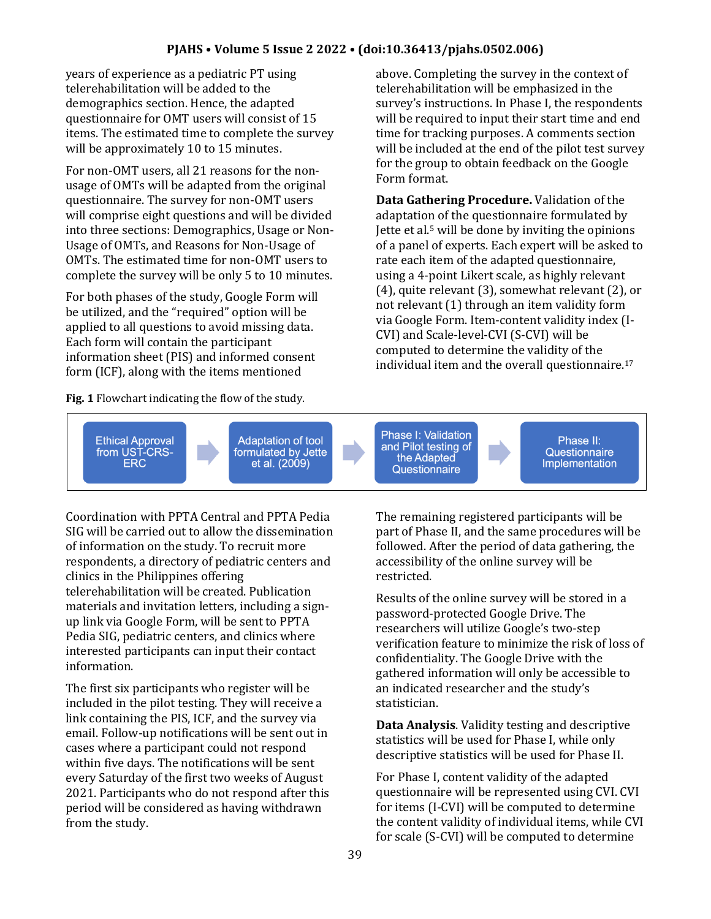years of experience as a pediatric PT using telerehabilitation will be added to the demographics section. Hence, the adapted questionnaire for OMT users will consist of 15 items. The estimated time to complete the survey will be approximately 10 to 15 minutes.

For non-OMT users, all 21 reasons for the non-usage of OMTs will be adapted from the original questionnaire. The survey for non-OMT users will comprise eight questions and will be divided into three sections: Demographics, Usage or Non-Usage of OMTs, and Reasons for Non-Usage of OMTs. The estimated time for non-OMT users to complete the survey will be only 5 to 10 minutes.

For both phases of the study, Google Form will be utilized, and the "required" option will be applied to all questions to avoid missing data. Each form will contain the participant information sheet (PIS) and informed consent form (ICF), along with the items mentioned above. Completing the survey in the context of telerehabilitation will be emphasized in the survey's instructions. In Phase I, the respondents will be required to input their start time and end time for tracking purposes. A comments section will be included at the end of the pilot test survey for the group to obtain feedback on the Google Form format.

**Data Gathering Procedure.** Validation of the adaptation of the questionnaire formulated by Jette et al.[5] will be done by inviting the opinions of a panel of experts. Each expert will be asked to rate each item of the adapted questionnaire, using a 4-point Likert scale, as highly relevant (4), quite relevant (3), somewhat relevant (2), or not relevant (1) through an item validity form via Google Form. Item-content validity index (I-CVI) and Scale-level-CVI (S-CVI) will be computed to determine the validity of the individual item and the overall questionnaire.[17]

**Fig. 1** Flowchart indicating the flow of the study.

Ethical Approval from UST-CRS-ERC → Adaptation of tool formulated by Jette et al. (2009) → Phase I: Validation and Pilot testing of the Adapted Questionnaire → Phase II: Questionnaire Implementation

Coordination with PPTA Central and PPTA Pedia SIG will be carried out to allow the dissemination of information on the study. To recruit more respondents, a directory of pediatric centers and clinics in the Philippines offering telerehabilitation will be created. Publication materials and invitation letters, including a sign-up link via Google Form, will be sent to PPTA Pedia SIG, pediatric centers, and clinics where interested participants can input their contact information.

The first six participants who register will be included in the pilot testing. They will receive a link containing the PIS, ICF, and the survey via email. Follow-up notifications will be sent out in cases where a participant could not respond within five days. The notifications will be sent every Saturday of the first two weeks of August 2021. Participants who do not respond after this period will be considered as having withdrawn from the study.

The remaining registered participants will be part of Phase II, and the same procedures will be followed. After the period of data gathering, the accessibility of the online survey will be restricted.

Results of the online survey will be stored in a password-protected Google Drive. The researchers will utilize Google's two-step verification feature to minimize the risk of loss of confidentiality. The Google Drive with the gathered information will only be accessible to an indicated researcher and the study's statistician.

**Data Analysis**. Validity testing and descriptive statistics will be used for Phase I, while only descriptive statistics will be used for Phase II.

For Phase I, content validity of the adapted questionnaire will be represented using CVI. CVI for items (I-CVI) will be computed to determine the content validity of individual items, while CVI for scale (S-CVI) will be computed to determine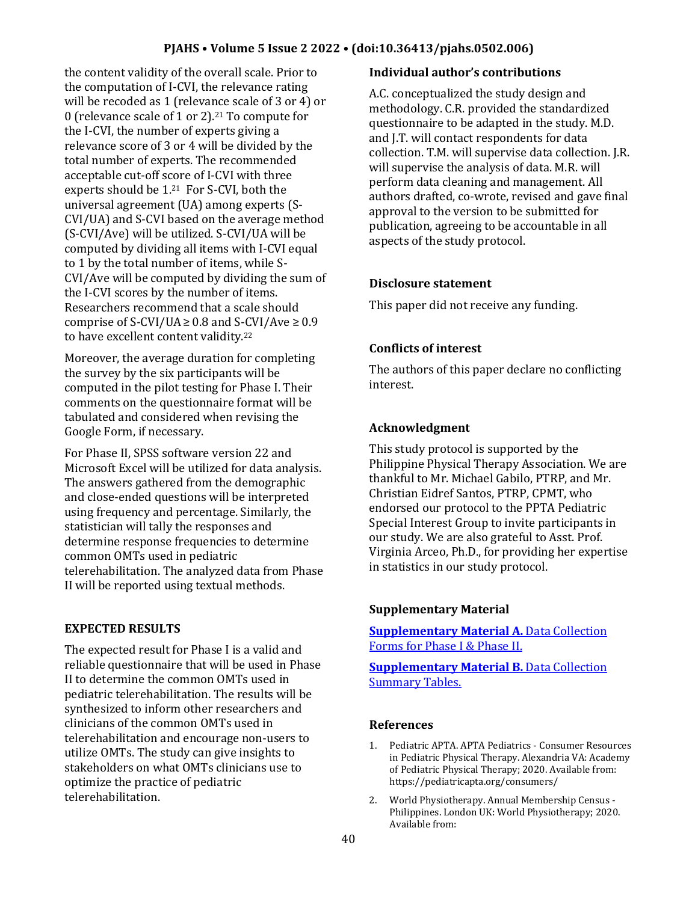the content validity of the overall scale. Prior to the computation of I-CVI, the relevance rating will be recoded as 1 (relevance scale of 3 or 4) or 0 (relevance scale of 1 or 2).[21] To compute for the I-CVI, the number of experts giving a relevance score of 3 or 4 will be divided by the total number of experts. The recommended acceptable cut-off score of I-CVI with three experts should be 1.[21] For S-CVI, both the universal agreement (UA) among experts (S-CVI/UA) and S-CVI based on the average method (S-CVI/Ave) will be utilized. S-CVI/UA will be computed by dividing all items with I-CVI equal to 1 by the total number of items, while S-CVI/Ave will be computed by dividing the sum of the I-CVI scores by the number of items. Researchers recommend that a scale should comprise of S-CVI/UA ≥ 0.8 and S-CVI/Ave ≥ 0.9 to have excellent content validity.[22]

Moreover, the average duration for completing the survey by the six participants will be computed in the pilot testing for Phase I. Their comments on the questionnaire format will be tabulated and considered when revising the Google Form, if necessary.

For Phase II, SPSS software version 22 and Microsoft Excel will be utilized for data analysis. The answers gathered from the demographic and close-ended questions will be interpreted using frequency and percentage. Similarly, the statistician will tally the responses and determine response frequencies to determine common OMTs used in pediatric telerehabilitation. The analyzed data from Phase II will be reported using textual methods.

## EXPECTED RESULTS

The expected result for Phase I is a valid and reliable questionnaire that will be used in Phase II to determine the common OMTs used in pediatric telerehabilitation. The results will be synthesized to inform other researchers and clinicians of the common OMTs used in telerehabilitation and encourage non-users to utilize OMTs. The study can give insights to stakeholders on what OMTs clinicians use to optimize the practice of pediatric telerehabilitation.

### Individual author's contributions

A.C. conceptualized the study design and methodology. C.R. provided the standardized questionnaire to be adapted in the study. M.D. and J.T. will contact respondents for data collection. T.M. will supervise data collection. J.R. will supervise the analysis of data. M.R. will perform data cleaning and management. All authors drafted, co-wrote, revised and gave final approval to the version to be submitted for publication, agreeing to be accountable in all aspects of the study protocol.

### Disclosure statement

This paper did not receive any funding.

### Conflicts of interest

The authors of this paper declare no conflicting interest.

### Acknowledgment

This study protocol is supported by the Philippine Physical Therapy Association. We are thankful to Mr. Michael Gabilo, PTRP, and Mr. Christian Eidref Santos, PTRP, CPMT, who endorsed our protocol to the PPTA Pediatric Special Interest Group to invite participants in our study. We are also grateful to Asst. Prof. Virginia Arceo, Ph.D., for providing her expertise in statistics in our study protocol.

### Supplementary Material

**Supplementary Material A.** Data Collection Forms for Phase I & Phase II.

**Supplementary Material B.** Data Collection Summary Tables.

### References

1. Pediatric APTA. APTA Pediatrics - Consumer Resources in Pediatric Physical Therapy. Alexandria VA: Academy of Pediatric Physical Therapy; 2020. Available from: https://pediatricapta.org/consumers/
2. World Physiotherapy. Annual Membership Census - Philippines. London UK: World Physiotherapy; 2020. Available from: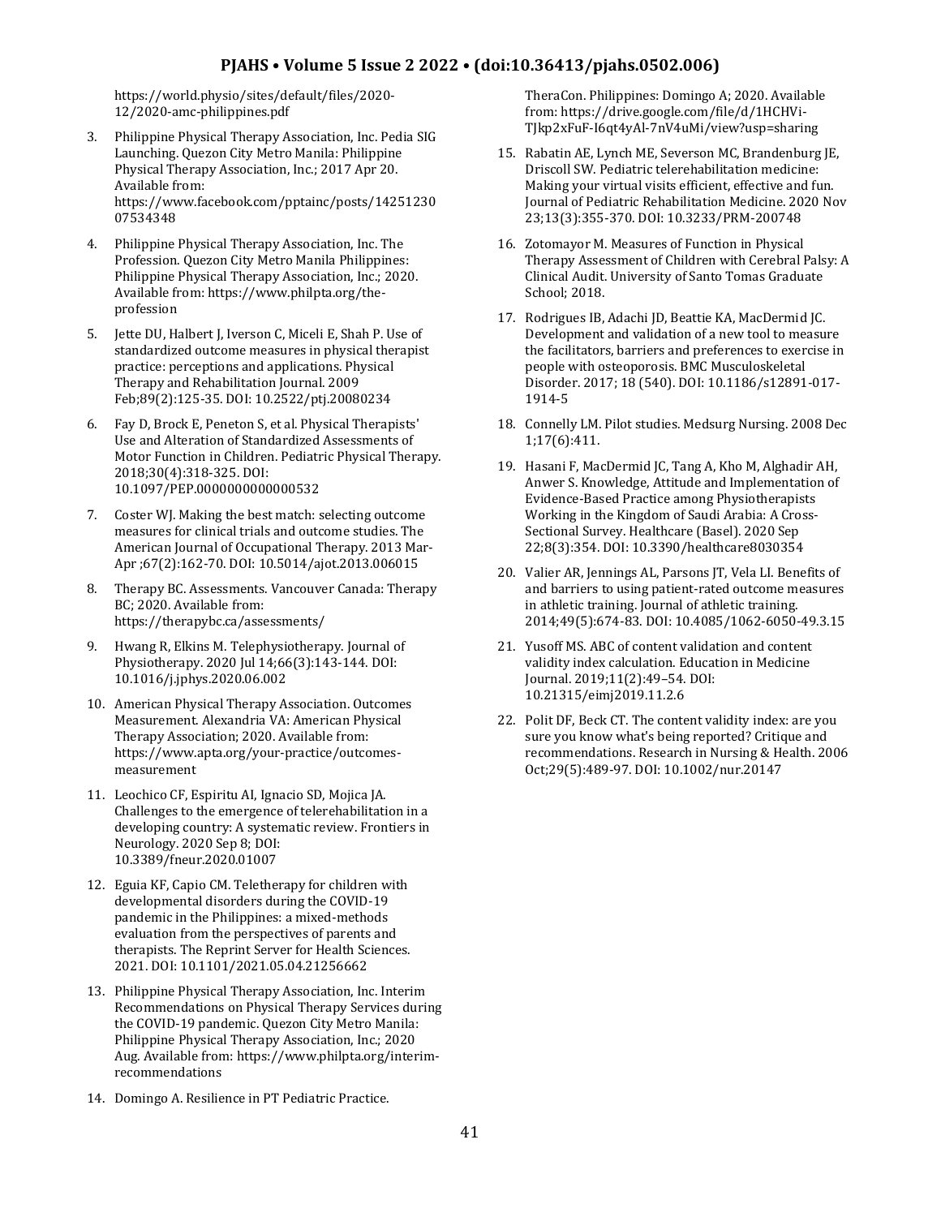https://world.physio/sites/default/files/2020-12/2020-amc-philippines.pdf

3. Philippine Physical Therapy Association, Inc. Pedia SIG Launching. Quezon City Metro Manila: Philippine Physical Therapy Association, Inc.; 2017 Apr 20. Available from: https://www.facebook.com/pptainc/posts/1425123007534348

4. Philippine Physical Therapy Association, Inc. The Profession. Quezon City Metro Manila Philippines: Philippine Physical Therapy Association, Inc.; 2020. Available from: https://www.philpta.org/the-profession

5. Jette DU, Halbert J, Iverson C, Miceli E, Shah P. Use of standardized outcome measures in physical therapist practice: perceptions and applications. Physical Therapy and Rehabilitation Journal. 2009 Feb;89(2):125-35. DOI: 10.2522/ptj.20080234

6. Fay D, Brock E, Peneton S, et al. Physical Therapists' Use and Alteration of Standardized Assessments of Motor Function in Children. Pediatric Physical Therapy. 2018;30(4):318-325. DOI: 10.1097/PEP.0000000000000532

7. Coster WJ. Making the best match: selecting outcome measures for clinical trials and outcome studies. The American Journal of Occupational Therapy. 2013 Mar-Apr ;67(2):162-70. DOI: 10.5014/ajot.2013.006015

8. Therapy BC. Assessments. Vancouver Canada: Therapy BC; 2020. Available from: https://therapybc.ca/assessments/

9. Hwang R, Elkins M. Telephysiotherapy. Journal of Physiotherapy. 2020 Jul 14;66(3):143-144. DOI: 10.1016/j.jphys.2020.06.002

10. American Physical Therapy Association. Outcomes Measurement. Alexandria VA: American Physical Therapy Association; 2020. Available from: https://www.apta.org/your-practice/outcomes-measurement

11. Leochico CF, Espiritu AI, Ignacio SD, Mojica JA. Challenges to the emergence of telerehabilitation in a developing country: A systematic review. Frontiers in Neurology. 2020 Sep 8; DOI: 10.3389/fneur.2020.01007

12. Eguia KF, Capio CM. Teletherapy for children with developmental disorders during the COVID-19 pandemic in the Philippines: a mixed-methods evaluation from the perspectives of parents and therapists. The Reprint Server for Health Sciences. 2021. DOI: 10.1101/2021.05.04.21256662

13. Philippine Physical Therapy Association, Inc. Interim Recommendations on Physical Therapy Services during the COVID-19 pandemic. Quezon City Metro Manila: Philippine Physical Therapy Association, Inc.; 2020 Aug. Available from: https://www.philpta.org/interim-recommendations

14. Domingo A. Resilience in PT Pediatric Practice. TheraCon. Philippines: Domingo A; 2020. Available from: https://drive.google.com/file/d/1HCHVi-TJkp2xFuF-I6qt4yAl-7nV4uMi/view?usp=sharing

15. Rabatin AE, Lynch ME, Severson MC, Brandenburg JE, Driscoll SW. Pediatric telerehabilitation medicine: Making your virtual visits efficient, effective and fun. Journal of Pediatric Rehabilitation Medicine. 2020 Nov 23;13(3):355-370. DOI: 10.3233/PRM-200748

16. Zotomayor M. Measures of Function in Physical Therapy Assessment of Children with Cerebral Palsy: A Clinical Audit. University of Santo Tomas Graduate School; 2018.

17. Rodrigues IB, Adachi JD, Beattie KA, MacDermid JC. Development and validation of a new tool to measure the facilitators, barriers and preferences to exercise in people with osteoporosis. BMC Musculoskeletal Disorder. 2017; 18 (540). DOI: 10.1186/s12891-017-1914-5

18. Connelly LM. Pilot studies. Medsurg Nursing. 2008 Dec 1;17(6):411.

19. Hasani F, MacDermid JC, Tang A, Kho M, Alghadir AH, Anwer S. Knowledge, Attitude and Implementation of Evidence-Based Practice among Physiotherapists Working in the Kingdom of Saudi Arabia: A Cross-Sectional Survey. Healthcare (Basel). 2020 Sep 22;8(3):354. DOI: 10.3390/healthcare8030354

20. Valier AR, Jennings AL, Parsons JT, Vela LI. Benefits of and barriers to using patient-rated outcome measures in athletic training. Journal of athletic training. 2014;49(5):674-83. DOI: 10.4085/1062-6050-49.3.15

21. Yusoff MS. ABC of content validation and content validity index calculation. Education in Medicine Journal. 2019;11(2):49–54. DOI: 10.21315/eimj2019.11.2.6

22. Polit DF, Beck CT. The content validity index: are you sure you know what's being reported? Critique and recommendations. Research in Nursing & Health. 2006 Oct;29(5):489-97. DOI: 10.1002/nur.20147